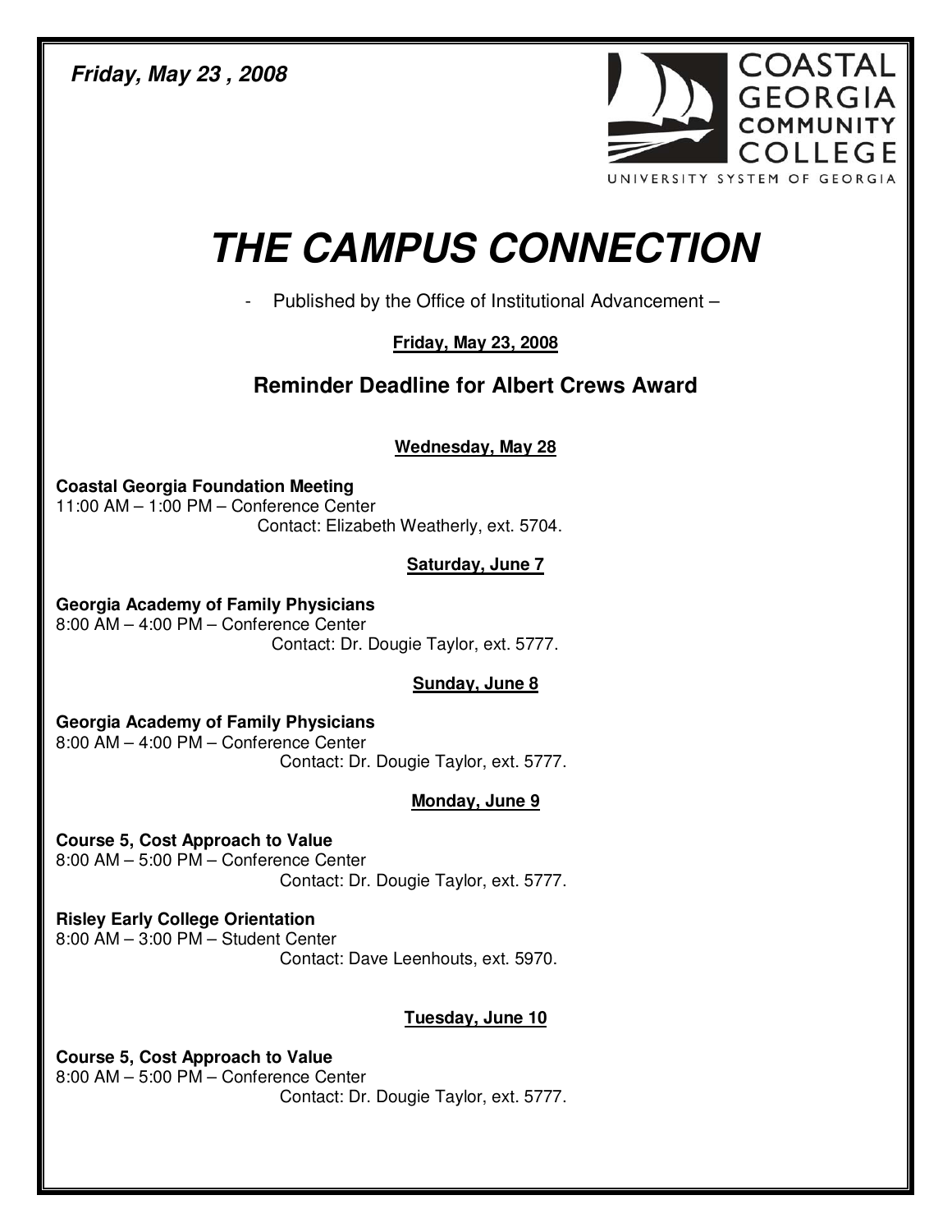*Friday, May 23 , 2008*

COASTAL GEORGIA COMMUNITY COLLEGE
UNIVERSITY SYSTEM OF GEORGIA

# THE CAMPUS CONNECTION

- Published by the Office of Institutional Advancement –

**Friday, May 23, 2008**

## Reminder Deadline for Albert Crews Award

**Wednesday, May 28**

**Coastal Georgia Foundation Meeting**
11:00 AM – 1:00 PM – Conference Center
Contact: Elizabeth Weatherly, ext. 5704.

**Saturday, June 7**

**Georgia Academy of Family Physicians**
8:00 AM – 4:00 PM – Conference Center
Contact: Dr. Dougie Taylor, ext. 5777.

**Sunday, June 8**

**Georgia Academy of Family Physicians**
8:00 AM – 4:00 PM – Conference Center
Contact: Dr. Dougie Taylor, ext. 5777.

**Monday, June 9**

**Course 5, Cost Approach to Value**
8:00 AM – 5:00 PM – Conference Center
Contact: Dr. Dougie Taylor, ext. 5777.

**Risley Early College Orientation**
8:00 AM – 3:00 PM – Student Center
Contact: Dave Leenhouts, ext. 5970.

**Tuesday, June 10**

**Course 5, Cost Approach to Value**
8:00 AM – 5:00 PM – Conference Center
Contact: Dr. Dougie Taylor, ext. 5777.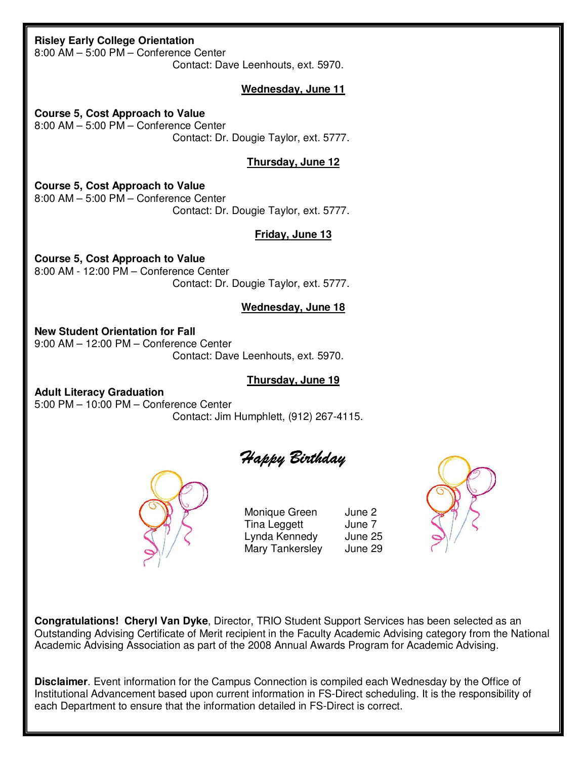**Risley Early College Orientation**
8:00 AM – 5:00 PM – Conference Center
Contact: Dave Leenhouts, ext. 5970.

**Wednesday, June 11**

**Course 5, Cost Approach to Value**
8:00 AM – 5:00 PM – Conference Center
Contact: Dr. Dougie Taylor, ext. 5777.

**Thursday, June 12**

**Course 5, Cost Approach to Value**
8:00 AM – 5:00 PM – Conference Center
Contact: Dr. Dougie Taylor, ext. 5777.

**Friday, June 13**

**Course 5, Cost Approach to Value**
8:00 AM - 12:00 PM – Conference Center
Contact: Dr. Dougie Taylor, ext. 5777.

**Wednesday, June 18**

**New Student Orientation for Fall**
9:00 AM – 12:00 PM – Conference Center
Contact: Dave Leenhouts, ext. 5970.

**Thursday, June 19**

**Adult Literacy Graduation**
5:00 PM – 10:00 PM – Conference Center
Contact: Jim Humphlett, (912) 267-4115.

## *Happy Birthday*

| | |
|---|---|
| Monique Green | June 2 |
| Tina Leggett | June 7 |
| Lynda Kennedy | June 25 |
| Mary Tankersley | June 29 |

**Congratulations! Cheryl Van Dyke**, Director, TRIO Student Support Services has been selected as an Outstanding Advising Certificate of Merit recipient in the Faculty Academic Advising category from the National Academic Advising Association as part of the 2008 Annual Awards Program for Academic Advising.

**Disclaimer**. Event information for the Campus Connection is compiled each Wednesday by the Office of Institutional Advancement based upon current information in FS-Direct scheduling. It is the responsibility of each Department to ensure that the information detailed in FS-Direct is correct.